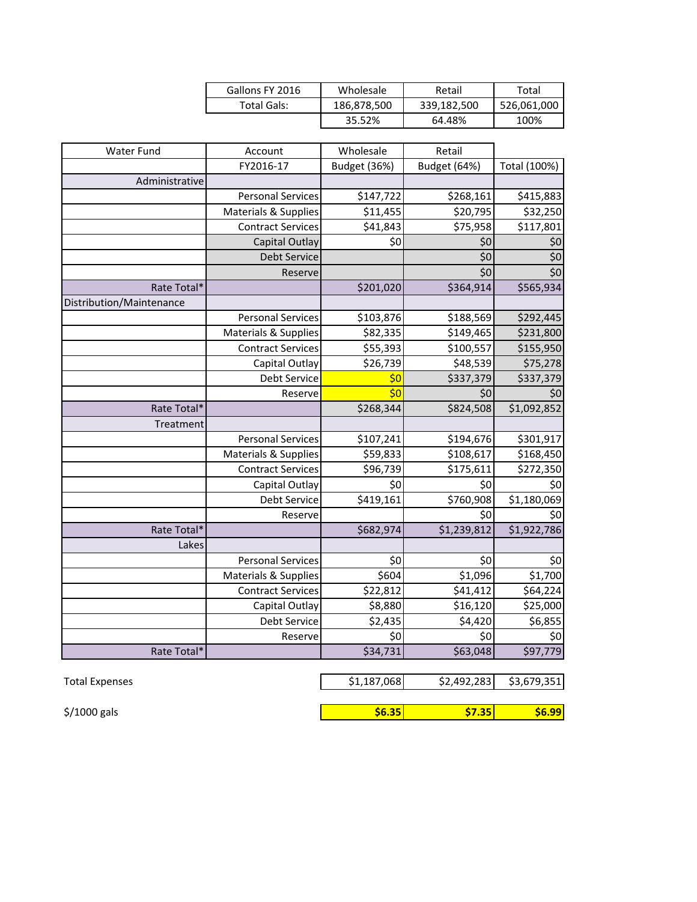| Gallons FY 2016 | Wholesale | Retail | Total |
|---|---|---|---|
| Total Gals: | 186,878,500 | 339,182,500 | 526,061,000 |
| | 35.52% | 64.48% | 100% |

| Water Fund | Account | Wholesale | Retail | |
|---|---|---|---|---|
| | FY2016-17 | Budget (36%) | Budget (64%) | Total (100%) |
| Administrative | | | | |
| | Personal Services | $147,722 | $268,161 | $415,883 |
| | Materials & Supplies | $11,455 | $20,795 | $32,250 |
| | Contract Services | $41,843 | $75,958 | $117,801 |
| | Capital Outlay | $0 | $0 | $0 |
| | Debt Service | | $0 | $0 |
| | Reserve | | $0 | $0 |
| Rate Total* | | $201,020 | $364,914 | $565,934 |
| Distribution/Maintenance | | | | |
| | Personal Services | $103,876 | $188,569 | $292,445 |
| | Materials & Supplies | $82,335 | $149,465 | $231,800 |
| | Contract Services | $55,393 | $100,557 | $155,950 |
| | Capital Outlay | $26,739 | $48,539 | $75,278 |
| | Debt Service | $0 | $337,379 | $337,379 |
| | Reserve | $0 | $0 | $0 |
| Rate Total* | | $268,344 | $824,508 | $1,092,852 |
| Treatment | | | | |
| | Personal Services | $107,241 | $194,676 | $301,917 |
| | Materials & Supplies | $59,833 | $108,617 | $168,450 |
| | Contract Services | $96,739 | $175,611 | $272,350 |
| | Capital Outlay | $0 | $0 | $0 |
| | Debt Service | $419,161 | $760,908 | $1,180,069 |
| | Reserve | | $0 | $0 |
| Rate Total* | | $682,974 | $1,239,812 | $1,922,786 |
| Lakes | | | | |
| | Personal Services | $0 | $0 | $0 |
| | Materials & Supplies | $604 | $1,096 | $1,700 |
| | Contract Services | $22,812 | $41,412 | $64,224 |
| | Capital Outlay | $8,880 | $16,120 | $25,000 |
| | Debt Service | $2,435 | $4,420 | $6,855 |
| | Reserve | $0 | $0 | $0 |
| Rate Total* | | $34,731 | $63,048 | $97,779 |
| | | | | |
| Total Expenses | | $1,187,068 | $2,492,283 | $3,679,351 |
| | | | | |
| $/1000 gals | | **$6.35** | **$7.35** | **$6.99** |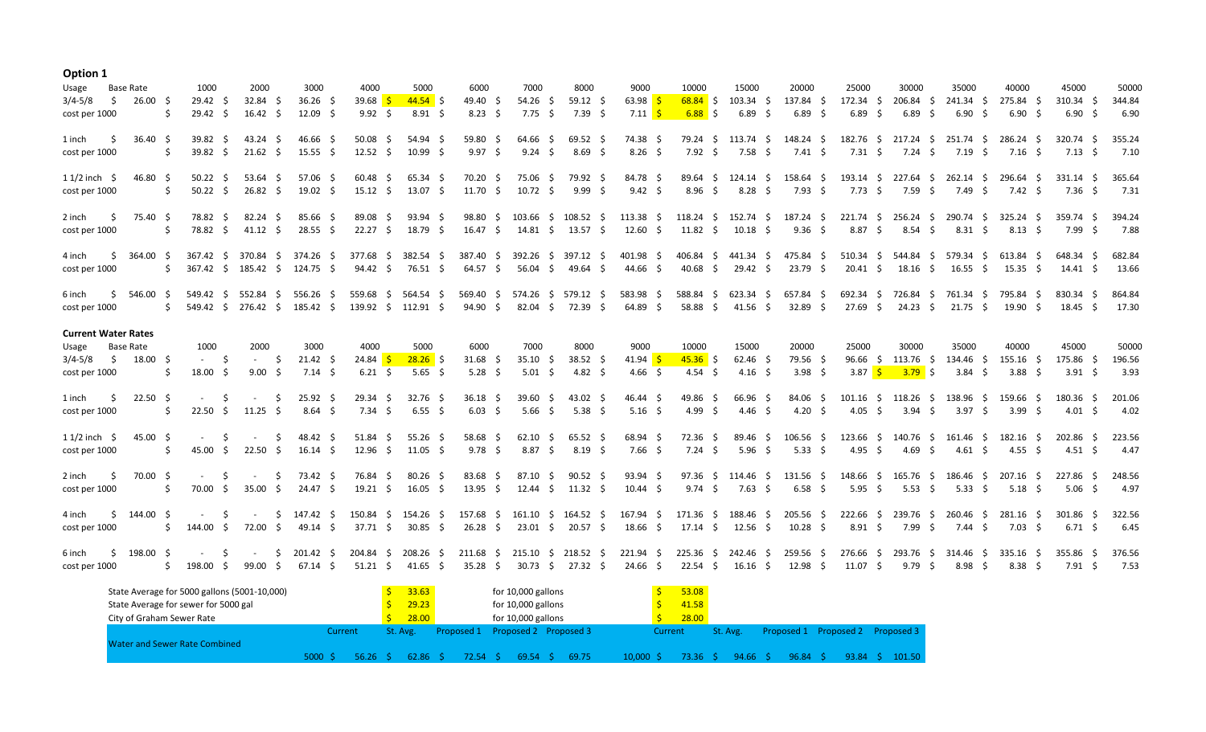## Option 1

| Usage | Base Rate | 1000 | 2000 | 3000 | 4000 | 5000 | 6000 | 7000 | 8000 | 9000 | 10000 | 15000 | 20000 | 25000 | 30000 | 35000 | 40000 | 45000 | 50000 |
|---|---|---|---|---|---|---|---|---|---|---|---|---|---|---|---|---|---|---|---|
| 3/4-5/8 | $ 26.00 | $ 29.42 | $ 32.84 | $ 36.26 | $ 39.68 | $ 44.54 | $ 49.40 | $ 54.26 | $ 59.12 | $ 63.98 | $ 68.84 | $ 103.34 | $ 137.84 | $ 172.34 | $ 206.84 | $ 241.34 | $ 275.84 | $ 310.34 | $ 344.84 |
| cost per 1000 | | $ 29.42 | $ 16.42 | $ 12.09 | $ 9.92 | $ 8.91 | $ 8.23 | $ 7.75 | $ 7.39 | $ 7.11 | $ 6.88 | $ 6.89 | $ 6.89 | $ 6.89 | $ 6.89 | $ 6.90 | $ 6.90 | $ 6.90 | $ 6.90 |
| 1 inch | $ 36.40 | $ 39.82 | $ 43.24 | $ 46.66 | $ 50.08 | $ 54.94 | $ 59.80 | $ 64.66 | $ 69.52 | $ 74.38 | $ 79.24 | $ 113.74 | $ 148.24 | $ 182.76 | $ 217.24 | $ 251.74 | $ 286.24 | $ 320.74 | $ 355.24 |
| cost per 1000 | | $ 39.82 | $ 21.62 | $ 15.55 | $ 12.52 | $ 10.99 | $ 9.97 | $ 9.24 | $ 8.69 | $ 8.26 | $ 7.92 | $ 7.58 | $ 7.41 | $ 7.31 | $ 7.24 | $ 7.19 | $ 7.16 | $ 7.13 | $ 7.10 |
| 1 1/2 inch | $ 46.80 | $ 50.22 | $ 53.64 | $ 57.06 | $ 60.48 | $ 65.34 | $ 70.20 | $ 75.06 | $ 79.92 | $ 84.78 | $ 89.64 | $ 124.14 | $ 158.64 | $ 193.14 | $ 227.64 | $ 262.14 | $ 296.64 | $ 331.14 | $ 365.64 |
| cost per 1000 | | $ 50.22 | $ 26.82 | $ 19.02 | $ 15.12 | $ 13.07 | $ 11.70 | $ 10.72 | $ 9.99 | $ 9.42 | $ 8.96 | $ 8.28 | $ 7.93 | $ 7.73 | $ 7.59 | $ 7.49 | $ 7.42 | $ 7.36 | $ 7.31 |
| 2 inch | $ 75.40 | $ 78.82 | $ 82.24 | $ 85.66 | $ 89.08 | $ 93.94 | $ 98.80 | $ 103.66 | $ 108.52 | $ 113.38 | $ 118.24 | $ 152.74 | $ 187.24 | $ 221.74 | $ 256.24 | $ 290.74 | $ 325.24 | $ 359.74 | $ 394.24 |
| cost per 1000 | | $ 78.82 | $ 41.12 | $ 28.55 | $ 22.27 | $ 18.79 | $ 16.47 | $ 14.81 | $ 13.57 | $ 12.60 | $ 11.82 | $ 10.18 | $ 9.36 | $ 8.87 | $ 8.54 | $ 8.31 | $ 8.13 | $ 7.99 | $ 7.88 |
| 4 inch | $ 364.00 | $ 367.42 | $ 370.84 | $ 374.26 | $ 377.68 | $ 382.54 | $ 387.40 | $ 392.26 | $ 397.12 | $ 401.98 | $ 406.84 | $ 441.34 | $ 475.84 | $ 510.34 | $ 544.84 | $ 579.34 | $ 613.84 | $ 648.34 | $ 682.84 |
| cost per 1000 | | $ 367.42 | $ 185.42 | $ 124.75 | $ 94.42 | $ 76.51 | $ 64.57 | $ 56.04 | $ 49.64 | $ 44.66 | $ 40.68 | $ 29.42 | $ 23.79 | $ 20.41 | $ 18.16 | $ 16.55 | $ 15.35 | $ 14.41 | $ 13.66 |
| 6 inch | $ 546.00 | $ 549.42 | $ 552.84 | $ 556.26 | $ 559.68 | $ 564.54 | $ 569.40 | $ 574.26 | $ 579.12 | $ 583.98 | $ 588.84 | $ 623.34 | $ 657.84 | $ 692.34 | $ 726.84 | $ 761.34 | $ 795.84 | $ 830.34 | $ 864.84 |
| cost per 1000 | | $ 549.42 | $ 276.42 | $ 185.42 | $ 139.92 | $ 112.91 | $ 94.90 | $ 82.04 | $ 72.39 | $ 64.89 | $ 58.88 | $ 41.56 | $ 32.89 | $ 27.69 | $ 24.23 | $ 21.75 | $ 19.90 | $ 18.45 | $ 17.30 |

## Current Water Rates

| Usage | Base Rate | 1000 | 2000 | 3000 | 4000 | 5000 | 6000 | 7000 | 8000 | 9000 | 10000 | 15000 | 20000 | 25000 | 30000 | 35000 | 40000 | 45000 | 50000 |
|---|---|---|---|---|---|---|---|---|---|---|---|---|---|---|---|---|---|---|---|
| 3/4-5/8 | $ 18.00 | $ - | $ - | $ 21.42 | $ 24.84 | $ 28.26 | $ 31.68 | $ 35.10 | $ 38.52 | $ 41.94 | $ 45.36 | $ 62.46 | $ 79.56 | $ 96.66 | $ 113.76 | $ 134.46 | $ 155.16 | $ 175.86 | $ 196.56 |
| cost per 1000 | | $ 18.00 | $ 9.00 | $ 7.14 | $ 6.21 | $ 5.65 | $ 5.28 | $ 5.01 | $ 4.82 | $ 4.66 | $ 4.54 | $ 4.16 | $ 3.98 | $ 3.87 | $ 3.79 | $ 3.84 | $ 3.88 | $ 3.91 | $ 3.93 |
| 1 inch | $ 22.50 | $ - | $ - | $ 25.92 | $ 29.34 | $ 32.76 | $ 36.18 | $ 39.60 | $ 43.02 | $ 46.44 | $ 49.86 | $ 66.96 | $ 84.06 | $ 101.16 | $ 118.26 | $ 138.96 | $ 159.66 | $ 180.36 | $ 201.06 |
| cost per 1000 | | $ 22.50 | $ 11.25 | $ 8.64 | $ 7.34 | $ 6.55 | $ 6.03 | $ 5.66 | $ 5.38 | $ 5.16 | $ 4.99 | $ 4.46 | $ 4.20 | $ 4.05 | $ 3.94 | $ 3.97 | $ 3.99 | $ 4.01 | $ 4.02 |
| 1 1/2 inch | $ 45.00 | $ - | $ - | $ 48.42 | $ 51.84 | $ 55.26 | $ 58.68 | $ 62.10 | $ 65.52 | $ 68.94 | $ 72.36 | $ 89.46 | $ 106.56 | $ 123.66 | $ 140.76 | $ 161.46 | $ 182.16 | $ 202.86 | $ 223.56 |
| cost per 1000 | | $ 45.00 | $ 22.50 | $ 16.14 | $ 12.96 | $ 11.05 | $ 9.78 | $ 8.87 | $ 8.19 | $ 7.66 | $ 7.24 | $ 5.96 | $ 5.33 | $ 4.95 | $ 4.69 | $ 4.61 | $ 4.55 | $ 4.51 | $ 4.47 |
| 2 inch | $ 70.00 | $ - | $ - | $ 73.42 | $ 76.84 | $ 80.26 | $ 83.68 | $ 87.10 | $ 90.52 | $ 93.94 | $ 97.36 | $ 114.46 | $ 131.56 | $ 148.66 | $ 165.76 | $ 186.46 | $ 207.16 | $ 227.86 | $ 248.56 |
| cost per 1000 | | $ 70.00 | $ 35.00 | $ 24.47 | $ 19.21 | $ 16.05 | $ 13.95 | $ 12.44 | $ 11.32 | $ 10.44 | $ 9.74 | $ 7.63 | $ 6.58 | $ 5.95 | $ 5.53 | $ 5.33 | $ 5.18 | $ 5.06 | $ 4.97 |
| 4 inch | $ 144.00 | $ - | $ - | $ 147.42 | $ 150.84 | $ 154.26 | $ 157.68 | $ 161.10 | $ 164.52 | $ 167.94 | $ 171.36 | $ 188.46 | $ 205.56 | $ 222.66 | $ 239.76 | $ 260.46 | $ 281.16 | $ 301.86 | $ 322.56 |
| cost per 1000 | | $ 144.00 | $ 72.00 | $ 49.14 | $ 37.71 | $ 30.85 | $ 26.28 | $ 23.01 | $ 20.57 | $ 18.66 | $ 17.14 | $ 12.56 | $ 10.28 | $ 8.91 | $ 7.99 | $ 7.44 | $ 7.03 | $ 6.71 | $ 6.45 |
| 6 inch | $ 198.00 | $ - | $ - | $ 201.42 | $ 204.84 | $ 208.26 | $ 211.68 | $ 215.10 | $ 218.52 | $ 221.94 | $ 225.36 | $ 242.46 | $ 259.56 | $ 276.66 | $ 293.76 | $ 314.46 | $ 335.16 | $ 355.86 | $ 376.56 |
| cost per 1000 | | $ 198.00 | $ 99.00 | $ 67.14 | $ 51.21 | $ 41.65 | $ 35.28 | $ 30.73 | $ 27.32 | $ 24.66 | $ 22.54 | $ 16.16 | $ 12.98 | $ 11.07 | $ 9.79 | $ 8.98 | $ 8.38 | $ 7.91 | $ 7.53 |

| | 5000 gallons | | 10,000 gallons |
|---|---|---|---|
| State Average for 5000 gallons (5001-10,000) | $ 33.63 | for 10,000 gallons | $ 53.08 |
| State Average for sewer for 5000 gal | $ 29.23 | for 10,000 gallons | $ 41.58 |
| City of Graham Sewer Rate | $ 28.00 | for 10,000 gallons | $ 28.00 |

**Water and Sewer Rate Combined**

| Usage | Current | St. Avg. | Proposed 1 | Proposed 2 | Proposed 3 |
|---|---|---|---|---|---|
| 5000 | $ 56.26 | $ 62.86 | $ 72.54 | $ 69.54 | $ 69.75 |
| 10,000 | $ 73.36 | $ 94.66 | $ 96.84 | $ 93.84 | $ 101.50 |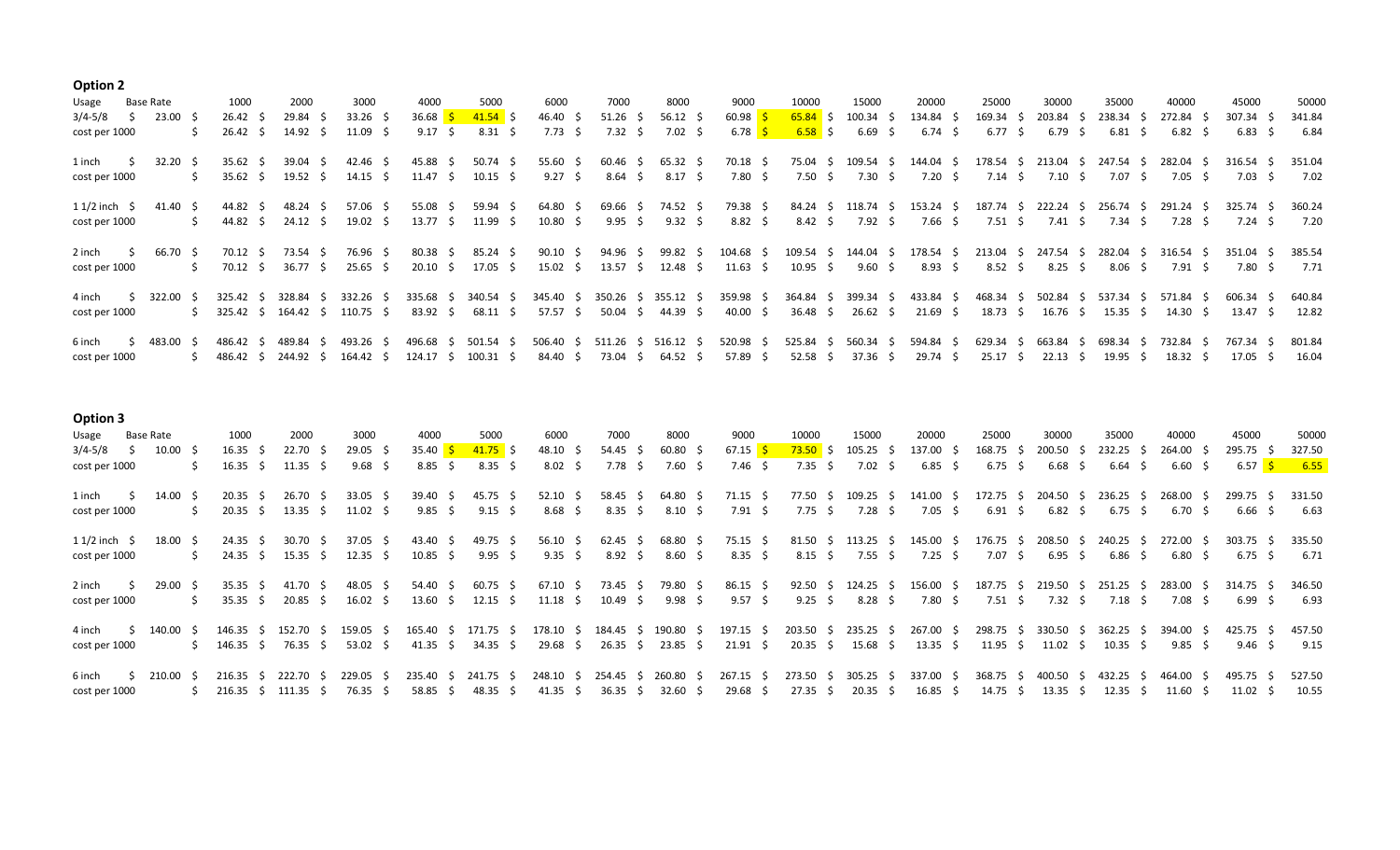**Option 2**

| Usage | Base Rate | 1000 | 2000 | 3000 | 4000 | 5000 | 6000 | 7000 | 8000 | 9000 | 10000 | 15000 | 20000 | 25000 | 30000 | 35000 | 40000 | 45000 | 50000 |
|---|---|---|---|---|---|---|---|---|---|---|---|---|---|---|---|---|---|---|---|
| 3/4-5/8 | $ 23.00 | $ 26.42 | $ 29.84 | $ 33.26 | $ 36.68 | $ 41.54 | $ 46.40 | $ 51.26 | $ 56.12 | $ 60.98 | $ 65.84 | $ 100.34 | $ 134.84 | $ 169.34 | $ 203.84 | $ 238.34 | $ 272.84 | $ 307.34 | $ 341.84 |
| cost per 1000 | | $ 26.42 | $ 14.92 | $ 11.09 | $ 9.17 | $ 8.31 | $ 7.73 | $ 7.32 | $ 7.02 | $ 6.78 | $ 6.58 | $ 6.69 | $ 6.74 | $ 6.77 | $ 6.79 | $ 6.81 | $ 6.82 | $ 6.83 | $ 6.84 |
| 1 inch | $ 32.20 | $ 35.62 | $ 39.04 | $ 42.46 | $ 45.88 | $ 50.74 | $ 55.60 | $ 60.46 | $ 65.32 | $ 70.18 | $ 75.04 | $ 109.54 | $ 144.04 | $ 178.54 | $ 213.04 | $ 247.54 | $ 282.04 | $ 316.54 | $ 351.04 |
| cost per 1000 | | $ 35.62 | $ 19.52 | $ 14.15 | $ 11.47 | $ 10.15 | $ 9.27 | $ 8.64 | $ 8.17 | $ 7.80 | $ 7.50 | $ 7.30 | $ 7.20 | $ 7.14 | $ 7.10 | $ 7.07 | $ 7.05 | $ 7.03 | $ 7.02 |
| 1 1/2 inch | $ 41.40 | $ 44.82 | $ 48.24 | $ 57.06 | $ 55.08 | $ 59.94 | $ 64.80 | $ 69.66 | $ 74.52 | $ 79.38 | $ 84.24 | $ 118.74 | $ 153.24 | $ 187.74 | $ 222.24 | $ 256.74 | $ 291.24 | $ 325.74 | $ 360.24 |
| cost per 1000 | | $ 44.82 | $ 24.12 | $ 19.02 | $ 13.77 | $ 11.99 | $ 10.80 | $ 9.95 | $ 9.32 | $ 8.82 | $ 8.42 | $ 7.92 | $ 7.66 | $ 7.51 | $ 7.41 | $ 7.34 | $ 7.28 | $ 7.24 | $ 7.20 |
| 2 inch | $ 66.70 | $ 70.12 | $ 73.54 | $ 76.96 | $ 80.38 | $ 85.24 | $ 90.10 | $ 94.96 | $ 99.82 | $ 104.68 | $ 109.54 | $ 144.04 | $ 178.54 | $ 213.04 | $ 247.54 | $ 282.04 | $ 316.54 | $ 351.04 | $ 385.54 |
| cost per 1000 | | $ 70.12 | $ 36.77 | $ 25.65 | $ 20.10 | $ 17.05 | $ 15.02 | $ 13.57 | $ 12.48 | $ 11.63 | $ 10.95 | $ 9.60 | $ 8.93 | $ 8.52 | $ 8.25 | $ 8.06 | $ 7.91 | $ 7.80 | $ 7.71 |
| 4 inch | $ 322.00 | $ 325.42 | $ 328.84 | $ 332.26 | $ 335.68 | $ 340.54 | $ 345.40 | $ 350.26 | $ 355.12 | $ 359.98 | $ 364.84 | $ 399.34 | $ 433.84 | $ 468.34 | $ 502.84 | $ 537.34 | $ 571.84 | $ 606.34 | $ 640.84 |
| cost per 1000 | | $ 325.42 | $ 164.42 | $ 110.75 | $ 83.92 | $ 68.11 | $ 57.57 | $ 50.04 | $ 44.39 | $ 40.00 | $ 36.48 | $ 26.62 | $ 21.69 | $ 18.73 | $ 16.76 | $ 15.35 | $ 14.30 | $ 13.47 | $ 12.82 |
| 6 inch | $ 483.00 | $ 486.42 | $ 489.84 | $ 493.26 | $ 496.68 | $ 501.54 | $ 506.40 | $ 511.26 | $ 516.12 | $ 520.98 | $ 525.84 | $ 560.34 | $ 594.84 | $ 629.34 | $ 663.84 | $ 698.34 | $ 732.84 | $ 767.34 | $ 801.84 |
| cost per 1000 | | $ 486.42 | $ 244.92 | $ 164.42 | $ 124.17 | $ 100.31 | $ 84.40 | $ 73.04 | $ 64.52 | $ 57.89 | $ 52.58 | $ 37.36 | $ 29.74 | $ 25.17 | $ 22.13 | $ 19.95 | $ 18.32 | $ 17.05 | $ 16.04 |

**Option 3**

| Usage | Base Rate | 1000 | 2000 | 3000 | 4000 | 5000 | 6000 | 7000 | 8000 | 9000 | 10000 | 15000 | 20000 | 25000 | 30000 | 35000 | 40000 | 45000 | 50000 |
|---|---|---|---|---|---|---|---|---|---|---|---|---|---|---|---|---|---|---|---|
| 3/4-5/8 | $ 10.00 | $ 16.35 | $ 22.70 | $ 29.05 | $ 35.40 | $ 41.75 | $ 48.10 | $ 54.45 | $ 60.80 | $ 67.15 | $ 73.50 | $ 105.25 | $ 137.00 | $ 168.75 | $ 200.50 | $ 232.25 | $ 264.00 | $ 295.75 | $ 327.50 |
| cost per 1000 | | $ 16.35 | $ 11.35 | $ 9.68 | $ 8.85 | $ 8.35 | $ 8.02 | $ 7.78 | $ 7.60 | $ 7.46 | $ 7.35 | $ 7.02 | $ 6.85 | $ 6.75 | $ 6.68 | $ 6.64 | $ 6.60 | $ 6.57 | $ 6.55 |
| 1 inch | $ 14.00 | $ 20.35 | $ 26.70 | $ 33.05 | $ 39.40 | $ 45.75 | $ 52.10 | $ 58.45 | $ 64.80 | $ 71.15 | $ 77.50 | $ 109.25 | $ 141.00 | $ 172.75 | $ 204.50 | $ 236.25 | $ 268.00 | $ 299.75 | $ 331.50 |
| cost per 1000 | | $ 20.35 | $ 13.35 | $ 11.02 | $ 9.85 | $ 9.15 | $ 8.68 | $ 8.35 | $ 8.10 | $ 7.91 | $ 7.75 | $ 7.28 | $ 7.05 | $ 6.91 | $ 6.82 | $ 6.75 | $ 6.70 | $ 6.66 | $ 6.63 |
| 1 1/2 inch | $ 18.00 | $ 24.35 | $ 30.70 | $ 37.05 | $ 43.40 | $ 49.75 | $ 56.10 | $ 62.45 | $ 68.80 | $ 75.15 | $ 81.50 | $ 113.25 | $ 145.00 | $ 176.75 | $ 208.50 | $ 240.25 | $ 272.00 | $ 303.75 | $ 335.50 |
| cost per 1000 | | $ 24.35 | $ 15.35 | $ 12.35 | $ 10.85 | $ 9.95 | $ 9.35 | $ 8.92 | $ 8.60 | $ 8.35 | $ 8.15 | $ 7.55 | $ 7.25 | $ 7.07 | $ 6.95 | $ 6.86 | $ 6.80 | $ 6.75 | $ 6.71 |
| 2 inch | $ 29.00 | $ 35.35 | $ 41.70 | $ 48.05 | $ 54.40 | $ 60.75 | $ 67.10 | $ 73.45 | $ 79.80 | $ 86.15 | $ 92.50 | $ 124.25 | $ 156.00 | $ 187.75 | $ 219.50 | $ 251.25 | $ 283.00 | $ 314.75 | $ 346.50 |
| cost per 1000 | | $ 35.35 | $ 20.85 | $ 16.02 | $ 13.60 | $ 12.15 | $ 11.18 | $ 10.49 | $ 9.98 | $ 9.57 | $ 9.25 | $ 8.28 | $ 7.80 | $ 7.51 | $ 7.32 | $ 7.18 | $ 7.08 | $ 6.99 | $ 6.93 |
| 4 inch | $ 140.00 | $ 146.35 | $ 152.70 | $ 159.05 | $ 165.40 | $ 171.75 | $ 178.10 | $ 184.45 | $ 190.80 | $ 197.15 | $ 203.50 | $ 235.25 | $ 267.00 | $ 298.75 | $ 330.50 | $ 362.25 | $ 394.00 | $ 425.75 | $ 457.50 |
| cost per 1000 | | $ 146.35 | $ 76.35 | $ 53.02 | $ 41.35 | $ 34.35 | $ 29.68 | $ 26.35 | $ 23.85 | $ 21.91 | $ 20.35 | $ 15.68 | $ 13.35 | $ 11.95 | $ 11.02 | $ 10.35 | $ 9.85 | $ 9.46 | $ 9.15 |
| 6 inch | $ 210.00 | $ 216.35 | $ 222.70 | $ 229.05 | $ 235.40 | $ 241.75 | $ 248.10 | $ 254.45 | $ 260.80 | $ 267.15 | $ 273.50 | $ 305.25 | $ 337.00 | $ 368.75 | $ 400.50 | $ 432.25 | $ 464.00 | $ 495.75 | $ 527.50 |
| cost per 1000 | | $ 216.35 | $ 111.35 | $ 76.35 | $ 58.85 | $ 48.35 | $ 41.35 | $ 36.35 | $ 32.60 | $ 29.68 | $ 27.35 | $ 20.35 | $ 16.85 | $ 14.75 | $ 13.35 | $ 12.35 | $ 11.60 | $ 11.02 | $ 10.55 |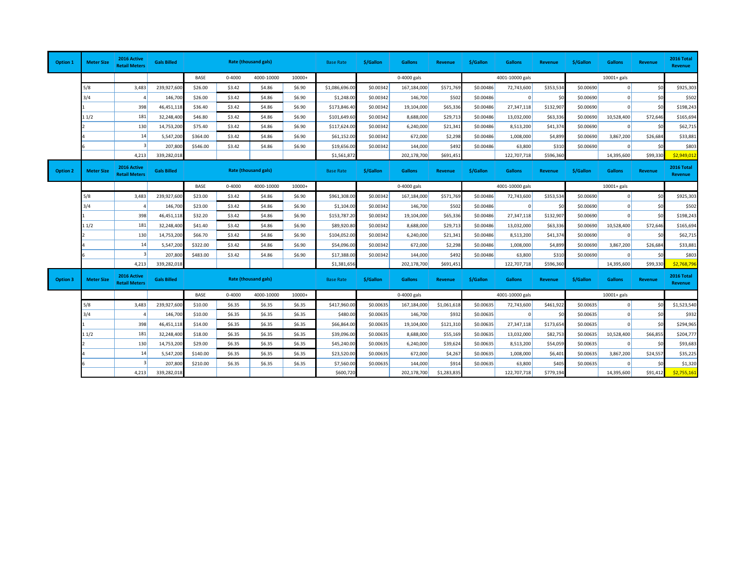| Option 1 | Meter Size | 2016 Active Retail Meters | Gals Billed | Rate (thousand gals) | | | | Base Rate | $/Gallon | Gallons | Revenue | $/Gallon | Gallons | Revenue | $/Gallon | Gallons | Revenue | 2016 Total Revenue |
|---|---|---|---|---|---|---|---|---|---|---|---|---|---|---|---|---|---|---|
| | | | | BASE | 0-4000 | 4000-10000 | 10000+ | | 0-4000 gals | | | 4001-10000 gals | | | 10001+ gals | | | |
| | 5/8 | 3,483 | 239,927,600 | $26.00 | $3.42 | $4.86 | $6.90 | $1,086,696.00 | $0.00342 | 167,184,000 | $571,769 | $0.00486 | 72,743,600 | $353,534 | $0.00690 | 0 | $0 | $925,303 |
| | 3/4 | 4 | 146,700 | $26.00 | $3.42 | $4.86 | $6.90 | $1,248.00 | $0.00342 | 146,700 | $502 | $0.00486 | 0 | $0 | $0.00690 | 0 | $0 | $502 |
| | 1 | 398 | 46,451,118 | $36.40 | $3.42 | $4.86 | $6.90 | $173,846.40 | $0.00342 | 19,104,000 | $65,336 | $0.00486 | 27,347,118 | $132,907 | $0.00690 | 0 | $0 | $198,243 |
| | 1 1/2 | 181 | 32,248,400 | $46.80 | $3.42 | $4.86 | $6.90 | $101,649.60 | $0.00342 | 8,688,000 | $29,713 | $0.00486 | 13,032,000 | $63,336 | $0.00690 | 10,528,400 | $72,646 | $165,694 |
| | 2 | 130 | 14,753,200 | $75.40 | $3.42 | $4.86 | $6.90 | $117,624.00 | $0.00342 | 6,240,000 | $21,341 | $0.00486 | 8,513,200 | $41,374 | $0.00690 | 0 | $0 | $62,715 |
| | 4 | 14 | 5,547,200 | $364.00 | $3.42 | $4.86 | $6.90 | $61,152.00 | $0.00342 | 672,000 | $2,298 | $0.00486 | 1,008,000 | $4,899 | $0.00690 | 3,867,200 | $26,684 | $33,881 |
| | 6 | 3 | 207,800 | $546.00 | $3.42 | $4.86 | $6.90 | $19,656.00 | $0.00342 | 144,000 | $492 | $0.00486 | 63,800 | $310 | $0.00690 | 0 | $0 | $803 |
| | | 4,213 | 339,282,018 | | | | | $1,561,872 | | 202,178,700 | $691,451 | | 122,707,718 | $596,360 | | 14,395,600 | $99,330 | $2,949,012 |
| **Option 2** | **Meter Size** | **2016 Active Retail Meters** | **Gals Billed** | **Rate (thousand gals)** | | | | **Base Rate** | **$/Gallon** | **Gallons** | **Revenue** | **$/Gallon** | **Gallons** | **Revenue** | **$/Gallon** | **Gallons** | **Revenue** | **2016 Total Revenue** |
| | | | | BASE | 0-4000 | 4000-10000 | 10000+ | | 0-4000 gals | | | 4001-10000 gals | | | 10001+ gals | | | |
| | 5/8 | 3,483 | 239,927,600 | $23.00 | $3.42 | $4.86 | $6.90 | $961,308.00 | $0.00342 | 167,184,000 | $571,769 | $0.00486 | 72,743,600 | $353,534 | $0.00690 | 0 | $0 | $925,303 |
| | 3/4 | 4 | 146,700 | $23.00 | $3.42 | $4.86 | $6.90 | $1,104.00 | $0.00342 | 146,700 | $502 | $0.00486 | 0 | $0 | $0.00690 | 0 | $0 | $502 |
| | 1 | 398 | 46,451,118 | $32.20 | $3.42 | $4.86 | $6.90 | $153,787.20 | $0.00342 | 19,104,000 | $65,336 | $0.00486 | 27,347,118 | $132,907 | $0.00690 | 0 | $0 | $198,243 |
| | 1 1/2 | 181 | 32,248,400 | $41.40 | $3.42 | $4.86 | $6.90 | $89,920.80 | $0.00342 | 8,688,000 | $29,713 | $0.00486 | 13,032,000 | $63,336 | $0.00690 | 10,528,400 | $72,646 | $165,694 |
| | 2 | 130 | 14,753,200 | $66.70 | $3.42 | $4.86 | $6.90 | $104,052.00 | $0.00342 | 6,240,000 | $21,341 | $0.00486 | 8,513,200 | $41,374 | $0.00690 | 0 | $0 | $62,715 |
| | 4 | 14 | 5,547,200 | $322.00 | $3.42 | $4.86 | $6.90 | $54,096.00 | $0.00342 | 672,000 | $2,298 | $0.00486 | 1,008,000 | $4,899 | $0.00690 | 3,867,200 | $26,684 | $33,881 |
| | 6 | 3 | 207,800 | $483.00 | $3.42 | $4.86 | $6.90 | $17,388.00 | $0.00342 | 144,000 | $492 | $0.00486 | 63,800 | $310 | $0.00690 | 0 | $0 | $803 |
| | | 4,213 | 339,282,018 | | | | | $1,381,656 | | 202,178,700 | $691,451 | | 122,707,718 | $596,360 | | 14,395,600 | $99,330 | $2,768,796 |
| **Option 3** | **Meter Size** | **2016 Active Retail Meters** | **Gals Billed** | **Rate (thousand gals)** | | | | **Base Rate** | **$/Gallon** | **Gallons** | **Revenue** | **$/Gallon** | **Gallons** | **Revenue** | **$/Gallon** | **Gallons** | **Revenue** | **2016 Total Revenue** |
| | | | | BASE | 0-4000 | 4000-10000 | 10000+ | | 0-4000 gals | | | 4001-10000 gals | | | 10001+ gals | | | |
| | 5/8 | 3,483 | 239,927,600 | $10.00 | $6.35 | $6.35 | $6.35 | $417,960.00 | $0.00635 | 167,184,000 | $1,061,618 | $0.00635 | 72,743,600 | $461,922 | $0.00635 | 0 | $0 | $1,523,540 |
| | 3/4 | 4 | 146,700 | $10.00 | $6.35 | $6.35 | $6.35 | $480.00 | $0.00635 | 146,700 | $932 | $0.00635 | 0 | $0 | $0.00635 | 0 | $0 | $932 |
| | 1 | 398 | 46,451,118 | $14.00 | $6.35 | $6.35 | $6.35 | $66,864.00 | $0.00635 | 19,104,000 | $121,310 | $0.00635 | 27,347,118 | $173,654 | $0.00635 | 0 | $0 | $294,965 |
| | 1 1/2 | 181 | 32,248,400 | $18.00 | $6.35 | $6.35 | $6.35 | $39,096.00 | $0.00635 | 8,688,000 | $55,169 | $0.00635 | 13,032,000 | $82,753 | $0.00635 | 10,528,400 | $66,855 | $204,777 |
| | 2 | 130 | 14,753,200 | $29.00 | $6.35 | $6.35 | $6.35 | $45,240.00 | $0.00635 | 6,240,000 | $39,624 | $0.00635 | 8,513,200 | $54,059 | $0.00635 | 0 | $0 | $93,683 |
| | 4 | 14 | 5,547,200 | $140.00 | $6.35 | $6.35 | $6.35 | $23,520.00 | $0.00635 | 672,000 | $4,267 | $0.00635 | 1,008,000 | $6,401 | $0.00635 | 3,867,200 | $24,557 | $35,225 |
| | 6 | 3 | 207,800 | $210.00 | $6.35 | $6.35 | $6.35 | $7,560.00 | $0.00635 | 144,000 | $914 | $0.00635 | 63,800 | $405 | $0.00635 | 0 | $0 | $1,320 |
| | | 4,213 | 339,282,018 | | | | | $600,720 | | 202,178,700 | $1,283,835 | | 122,707,718 | $779,194 | | 14,395,600 | $91,412 | $2,755,161 |